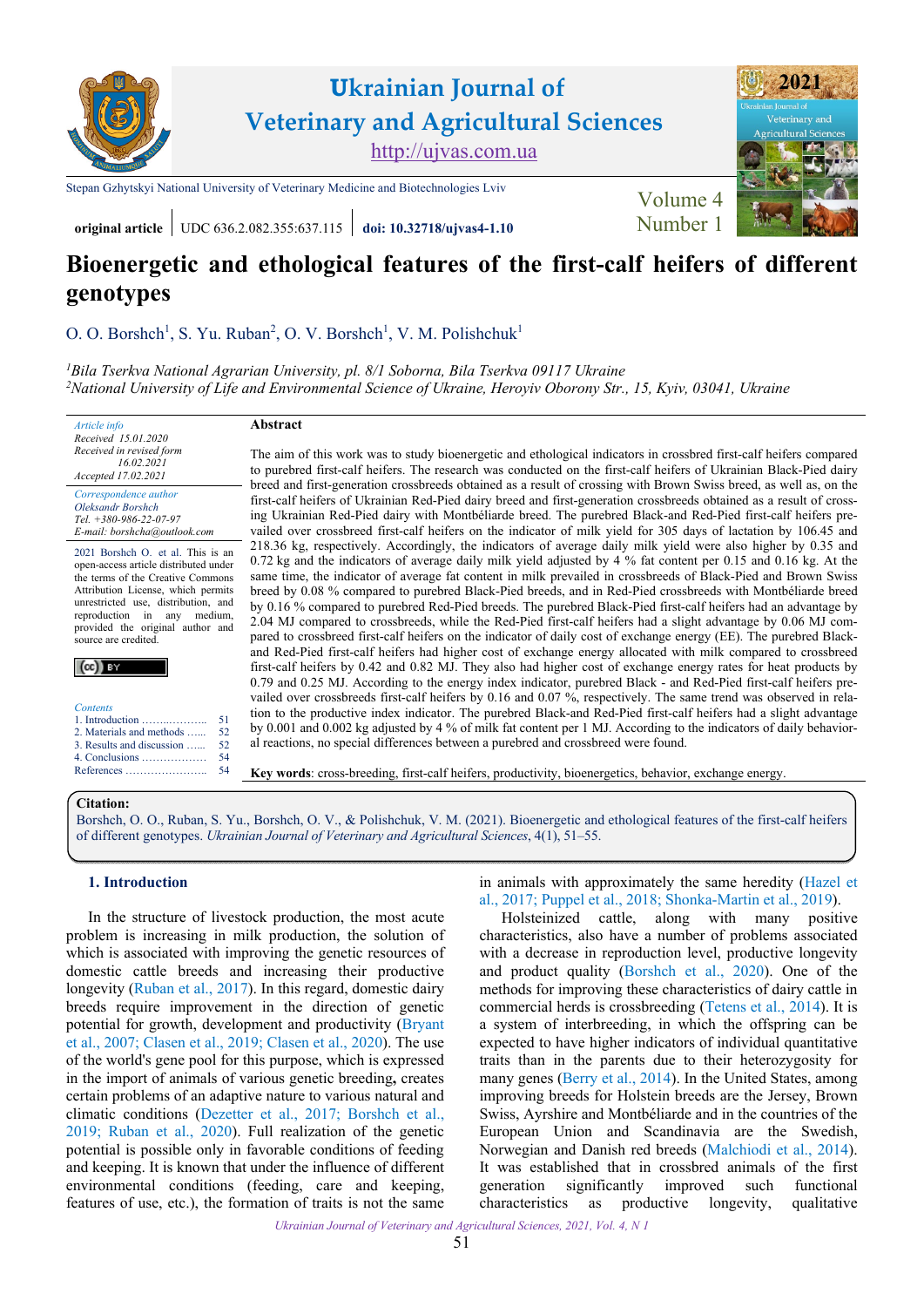# Ukrainian Journal of Veterinary and Agricultural Sciences

http://ujvas.com.ua

Stepan Gzhytskyi National University of Veterinary Medicine and Biotechnologies Lviv

original article | UDC 636.2.082.355:637.115 | doi: 10.32718/ujvas4-1.10

# Bioenergetic and ethological features of the first-calf heifers of different genotypes

O. O. Borshch[1], S. Yu. Ruban[2], O. V. Borshch[1], V. M. Polishchuk[1]

[1]*Bila Tserkva National Agrarian University, pl. 8/1 Soborna, Bila Tserkva 09117 Ukraine*
[2]*National University of Life and Environmental Science of Ukraine, Heroyiv Oborony Str., 15, Kyiv, 03041, Ukraine*

*Article info*
*Received 15.01.2020*
*Received in revised form 16.02.2021*
*Accepted 17.02.2021*

*Correspondence author*
*Oleksandr Borshch*
*Tel. +380-986-22-07-97*
*E-mail: borshcha@outlook.com*

2021 Borshch O. et al. This is an open-access article distributed under the terms of the Creative Commons Attribution License, which permits unrestricted use, distribution, and reproduction in any medium, provided the original author and source are credited.

*Contents*
1. Introduction ........ 51
2. Materials and methods ........ 52
3. Results and discussion ........ 52
4. Conclusions ........ 54
References ........ 54

## Abstract

The aim of this work was to study bioenergetic and ethological indicators in crossbred first-calf heifers compared to purebred first-calf heifers. The research was conducted on the first-calf heifers of Ukrainian Black-Pied dairy breed and first-generation crossbreeds obtained as a result of crossing with Brown Swiss breed, as well as, on the first-calf heifers of Ukrainian Red-Pied dairy breed and first-generation crossbreeds obtained as a result of crossing Ukrainian Red-Pied dairy with Montbéliarde breed. The purebred Black-and Red-Pied first-calf heifers prevailed over crossbreed first-calf heifers on the indicator of milk yield for 305 days of lactation by 106.45 and 218.36 kg, respectively. Accordingly, the indicators of average daily milk yield were also higher by 0.35 and 0.72 kg and the indicators of average daily milk yield adjusted by 4 % fat content per 0.15 and 0.16 kg. At the same time, the indicator of average fat content in milk prevailed in crossbreeds of Black-Pied and Brown Swiss by 0.08 % compared to purebred Black-Pied breeds, and in Red-Pied crossbreeds with Montbéliarde breed by 0.16 % compared to purebred Red-Pied breeds. The purebred Black-Pied first-calf heifers had an advantage by 2.04 MJ compared to crossbreeds, while the Red-Pied first-calf heifers had a slight advantage by 0.06 MJ compared to crossbred first-calf heifers on the indicator of daily cost of exchange energy (EE). The purebred Black-and Red-Pied first-calf heifers had higher cost of exchange energy allocated with milk compared to crossbred first-calf heifers by 0.42 and 0.82 MJ. They also had higher cost of exchange energy rates for heat products by 0.79 and 0.25 MJ. According to the energy index indicator, purebred Black - and Red-Pied first-calf heifers prevailed over crossbreeds first-calf heifers by 0.16 and 0.07 %, respectively. The same trend was observed in relation to the productive index indicator. The purebred Black-and Red-Pied first-calf heifers had a slight advantage by 0.001 and 0.002 kg adjusted by 4 % of milk fat content per 1 MJ. According to the indicators of daily behavioral reactions, no special differences between a purebred and crossbreed were found.

**Key words**: cross-breeding, first-calf heifers, productivity, bioenergetics, behavior, exchange energy.

**Citation:**
Borshch, O. O., Ruban, S. Yu., Borshch, O. V., & Polishchuk, V. M. (2021). Bioenergetic and ethological features of the first-calf heifers of different genotypes. *Ukrainian Journal of Veterinary and Agricultural Sciences*, 4(1), 51–55.

## 1. Introduction

In the structure of livestock production, the most acute problem is increasing in milk production, the solution of which is associated with improving the genetic resources of domestic cattle breeds and increasing their productive longevity (Ruban et al., 2017). In this regard, domestic dairy breeds require improvement in the direction of genetic potential for growth, development and productivity (Bryant et al., 2007; Clasen et al., 2019; Clasen et al., 2020). The use of the world's gene pool for this purpose, which is expressed in the import of animals of various genetic breeding**,** creates certain problems of an adaptive nature to various natural and climatic conditions (Dezetter et al., 2017; Borshch et al., 2019; Ruban et al., 2020). Full realization of the genetic potential is possible only in favorable conditions of feeding and keeping. It is known that under the influence of different environmental conditions (feeding, care and keeping, features of use, etc.), the formation of traits is not the same in animals with approximately the same heredity (Hazel et al., 2017; Puppel et al., 2018; Shonka-Martin et al., 2019).

Holsteinized cattle, along with many positive characteristics, also have a number of problems associated with a decrease in reproduction level, productive longevity and product quality (Borshch et al., 2020). One of the methods for improving these characteristics of dairy cattle in commercial herds is crossbreeding (Tetens et al., 2014). It is a system of interbreeding, in which the offspring can be expected to have higher indicators of individual quantitative traits than in the parents due to their heterozygosity for many genes (Berry et al., 2014). In the United States, among improving breeds for Holstein breeds are the Jersey, Brown Swiss, Ayrshire and Montbéliarde and in the countries of the European Union and Scandinavia are the Swedish, Norwegian and Danish red breeds (Malchiodi et al., 2014). It was established that in crossbred animals of the first generation significantly improved such functional characteristics as productive longevity, qualitative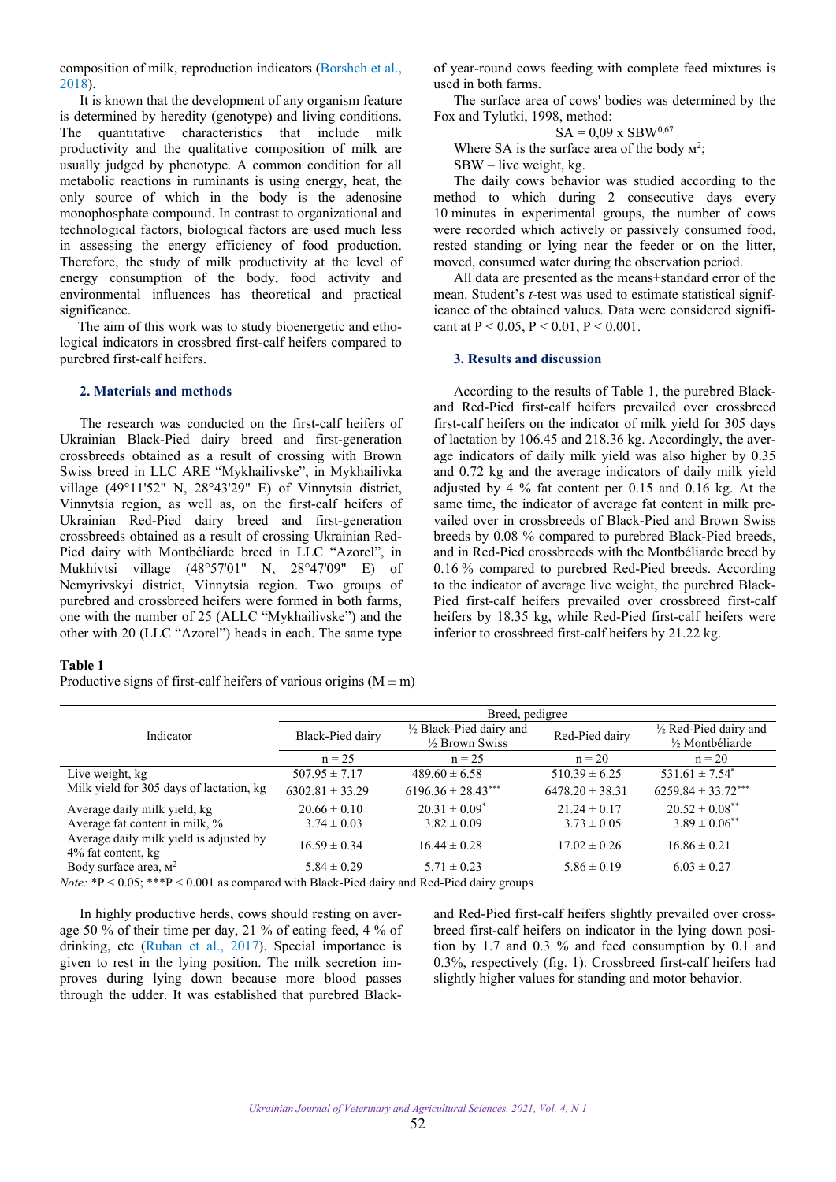composition of milk, reproduction indicators (Borshch et al., 2018).

It is known that the development of any organism feature is determined by heredity (genotype) and living conditions. The quantitative characteristics that include milk productivity and the qualitative composition of milk are usually judged by phenotype. A common condition for all metabolic reactions in ruminants is using energy, heat, the only source of which in the body is the adenosine monophosphate compound. In contrast to organizational and technological factors, biological factors are used much less in assessing the energy efficiency of food production. Therefore, the study of milk productivity at the level of energy consumption of the body, food activity and environmental influences has theoretical and practical significance.

The aim of this work was to study bioenergetic and ethological indicators in crossbred first-calf heifers compared to purebred first-calf heifers.

## 2. Materials and methods

The research was conducted on the first-calf heifers of Ukrainian Black-Pied dairy breed and first-generation crossbreeds obtained as a result of crossing with Brown Swiss breed in LLC ARE "Mykhailivske", in Mykhailivka village (49°11'52" N, 28°43'29" E) of Vinnytsia district, Vinnytsia region, as well as, on the first-calf heifers of Ukrainian Red-Pied dairy breed and first-generation crossbreeds obtained as a result of crossing Ukrainian Red-Pied dairy with Montbéliarde breed in LLC "Azorel", in Mukhivtsi village (48°57'01" N, 28°47'09" E) of Nemyrivskyi district, Vinnytsia region. Two groups of purebred and crossbreed heifers were formed in both farms, one with the number of 25 (ALLC "Mykhailivske") and the other with 20 (LLC "Azorel") heads in each. The same type of year-round cows feeding with complete feed mixtures is used in both farms.

The surface area of cows' bodies was determined by the Fox and Tylutki, 1998, method:

$$SA = 0{,}09 \times SBW^{0{,}67}$$

Where SA is the surface area of the body м$^2$;

SBW – live weight, kg.

The daily cows behavior was studied according to the method to which during 2 consecutive days every 10 minutes in experimental groups, the number of cows were recorded which actively or passively consumed food, rested standing or lying near the feeder or on the litter, moved, consumed water during the observation period.

All data are presented as the means±standard error of the mean. Student's *t*-test was used to estimate statistical significance of the obtained values. Data were considered significant at $P < 0.05$, $P < 0.01$, $P < 0.001$.

## 3. Results and discussion

According to the results of Table 1, the purebred Black- and Red-Pied first-calf heifers prevailed over crossbreed first-calf heifers on the indicator of milk yield for 305 days of lactation by 106.45 and 218.36 kg. Accordingly, the average indicators of daily milk yield was also higher by 0.35 and 0.72 kg and the average indicators of daily milk yield adjusted by 4 % fat content per 0.15 and 0.16 kg. At the same time, the indicator of average fat content in milk prevailed over in crossbreeds of Black-Pied and Brown Swiss breeds by 0.08 % compared to purebred Black-Pied breeds, and in Red-Pied crossbreeds with the Montbéliarde breed by 0.16 % compared to purebred Red-Pied breeds. According to the indicator of average live weight, the purebred Black-Pied first-calf heifers prevailed over crossbreed first-calf heifers by 18.35 kg, while Red-Pied first-calf heifers were inferior to crossbreed first-calf heifers by 21.22 kg.

**Table 1**
Productive signs of first-calf heifers of various origins (M ± m)

| Indicator | Breed, pedigree | | | |
|---|---|---|---|---|
| | Black-Pied dairy | ½ Black-Pied dairy and ½ Brown Swiss | Red-Pied dairy | ½ Red-Pied dairy and ½ Montbéliarde |
| | n = 25 | n = 25 | n = 20 | n = 20 |
| Live weight, kg | 507.95 ± 7.17 | 489.60 ± 6.58 | 510.39 ± 6.25 | 531.61 ± 7.54* |
| Milk yield for 305 days of lactation, kg | 6302.81 ± 33.29 | 6196.36 ± 28.43*** | 6478.20 ± 38.31 | 6259.84 ± 33.72*** |
| Average daily milk yield, kg | 20.66 ± 0.10 | 20.31 ± 0.09* | 21.24 ± 0.17 | 20.52 ± 0.08** |
| Average fat content in milk, % | 3.74 ± 0.03 | 3.82 ± 0.09 | 3.73 ± 0.05 | 3.89 ± 0.06** |
| Average daily milk yield is adjusted by 4% fat content, kg | 16.59 ± 0.34 | 16.44 ± 0.28 | 17.02 ± 0.26 | 16.86 ± 0.21 |
| Body surface area, м$^2$ | 5.84 ± 0.29 | 5.71 ± 0.23 | 5.86 ± 0.19 | 6.03 ± 0.27 |

*Note:* *$P < 0.05$; ***$P < 0.001$ as compared with Black-Pied dairy and Red-Pied dairy groups

In highly productive herds, cows should resting on average 50 % of their time per day, 21 % of eating feed, 4 % of drinking, etc (Ruban et al., 2017). Special importance is given to rest in the lying position. The milk secretion improves during lying down because more blood passes through the udder. It was established that purebred Black- and Red-Pied first-calf heifers slightly prevailed over crossbreed first-calf heifers on indicator in the lying down position by 1.7 and 0.3 % and feed consumption by 0.1 and 0.3%, respectively (fig. 1). Crossbreed first-calf heifers had slightly higher values for standing and motor behavior.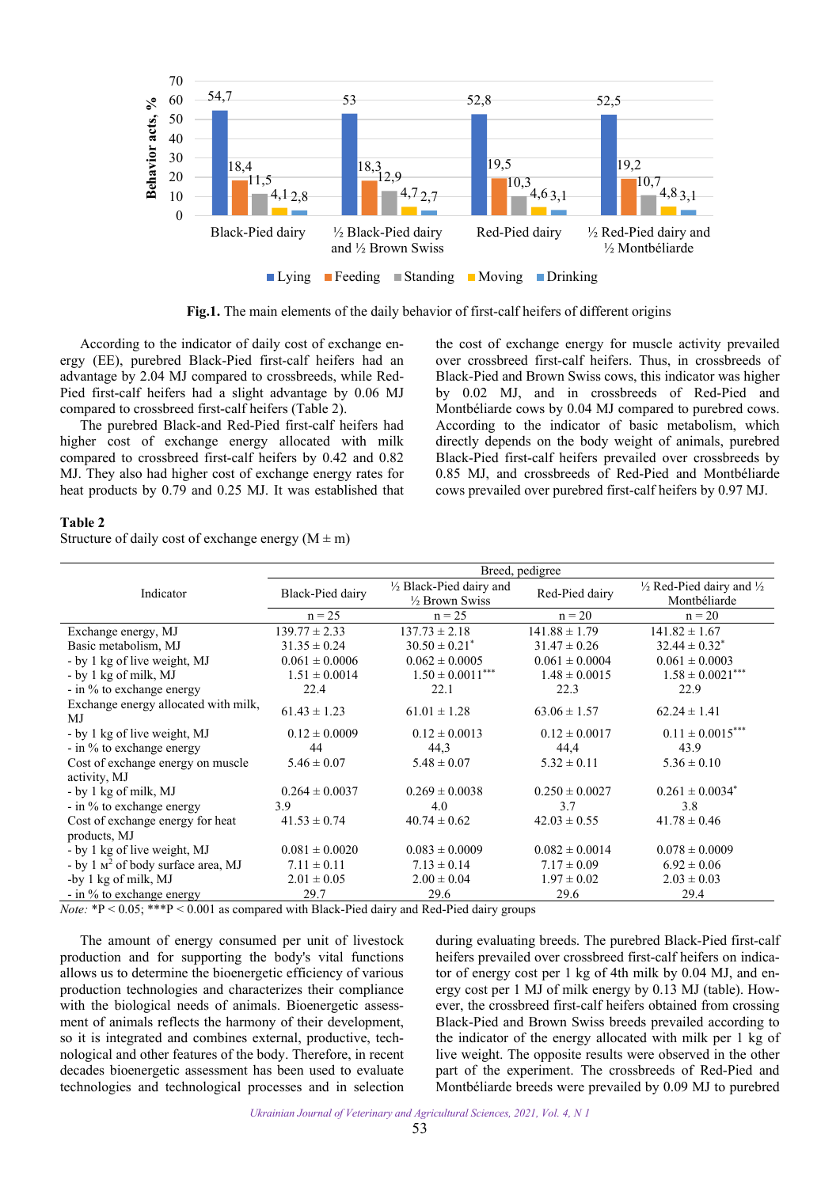**Fig.1.** The main elements of the daily behavior of first-calf heifers of different origins

According to the indicator of daily cost of exchange energy (EE), purebred Black-Pied first-calf heifers had an advantage by 2.04 MJ compared to crossbreeds, while Red-Pied first-calf heifers had a slight advantage by 0.06 MJ compared to crossbred first-calf heifers (Table 2).

The purebred Black-and Red-Pied first-calf heifers had higher cost of exchange energy allocated with milk compared to crossbred first-calf heifers by 0.42 and 0.82 MJ. They also had higher cost of exchange energy rates for heat products by 0.79 and 0.25 MJ. It was established that the cost of exchange energy for muscle activity prevailed over crossbred first-calf heifers. Thus, in crossbreeds of Black-Pied and Brown Swiss cows, this indicator was higher by 0.02 MJ, and in crossbreeds of Red-Pied and Montbéliarde cows by 0.04 MJ compared to purebred cows. According to the indicator of basic metabolism, which directly depends on the body weight of animals, purebred Black-Pied first-calf heifers prevailed over crossbreds by 0.85 MJ, and crossbreeds of Red-Pied and Montbéliarde cows prevailed over purebred first-calf heifers by 0.97 MJ.

**Table 2**

Structure of daily cost of exchange energy (M ± m)

| Indicator | Breed, pedigree | | | |
|---|---|---|---|---|
| | Black-Pied dairy | ½ Black-Pied dairy and ½ Brown Swiss | Red-Pied dairy | ½ Red-Pied dairy and ½ Montbéliarde |
| | n = 25 | n = 25 | n = 20 | n = 20 |
| Exchange energy, MJ | 139.77 ± 2.33 | 137.73 ± 2.18 | 141.88 ± 1.79 | 141.82 ± 1.67 |
| Basic metabolism, MJ | 31.35 ± 0.24 | 30.50 ± 0.21* | 31.47 ± 0.26 | 32.44 ± 0.32* |
| - by 1 kg of live weight, MJ | 0.061 ± 0.0006 | 0.062 ± 0.0005 | 0.061 ± 0.0004 | 0.061 ± 0.0003 |
| - by 1 kg of milk, MJ | 1.51 ± 0.0014 | 1.50 ± 0.0011*** | 1.48 ± 0.0015 | 1.58 ± 0.0021*** |
| - in % to exchange energy | 22.4 | 22.1 | 22.3 | 22.9 |
| Exchange energy allocated with milk, MJ | 61.43 ± 1.23 | 61.01 ± 1.28 | 63.06 ± 1.57 | 62.24 ± 1.41 |
| - by 1 kg of live weight, MJ | 0.12 ± 0.0009 | 0.12 ± 0.0013 | 0.12 ± 0.0017 | 0.11 ± 0.0015*** |
| - in % to exchange energy | 44 | 44,3 | 44,4 | 43.9 |
| Cost of exchange energy on muscle activity, MJ | 5.46 ± 0.07 | 5.48 ± 0.07 | 5.32 ± 0.11 | 5.36 ± 0.10 |
| - by 1 kg of milk, MJ | 0.264 ± 0.0037 | 0.269 ± 0.0038 | 0.250 ± 0.0027 | 0.261 ± 0.0034* |
| - in % to exchange energy | 3.9 | 4.0 | 3.7 | 3.8 |
| Cost of exchange energy for heat products, MJ | 41.53 ± 0.74 | 40.74 ± 0.62 | 42.03 ± 0.55 | 41.78 ± 0.46 |
| - by 1 kg of live weight, MJ | 0.081 ± 0.0020 | 0.083 ± 0.0009 | 0.082 ± 0.0014 | 0.078 ± 0.0009 |
| - by 1 м$^2$ of body surface area, MJ | 7.11 ± 0.11 | 7.13 ± 0.14 | 7.17 ± 0.09 | 6.92 ± 0.06 |
| -by 1 kg of milk, MJ | 2.01 ± 0.05 | 2.00 ± 0.04 | 1.97 ± 0.02 | 2.03 ± 0.03 |
| - in % to exchange energy | 29.7 | 29.6 | 29.6 | 29.4 |

*Note:* *P < 0.05; ***P < 0.001 as compared with Black-Pied dairy and Red-Pied dairy groups

The amount of energy consumed per unit of livestock production and for supporting the body's vital functions allows us to determine the bioenergetic efficiency of various production technologies and characterizes their compliance with the biological needs of animals. Bioenergetic assessment of animals reflects the harmony of their development, so it is integrated and combines external, productive, technological and other features of the body. Therefore, in recent decades bioenergetic assessment has been used to evaluate technologies and technological processes and in selection during evaluating breeds. The purebred Black-Pied first-calf heifers prevailed over crossbred first-calf heifers on indicator of energy cost per 1 kg of 4th milk by 0.04 MJ, and energy cost per 1 MJ of milk energy by 0.13 MJ (table). However, the crossbreed first-calf heifers obtained from crossing Black-Pied and Brown Swiss breeds prevailed according to the indicator of the energy allocated with milk per 1 kg of live weight. The opposite results were observed in the other part of the experiment. The crossbreeds of Red-Pied and Montbéliarde breeds were prevailed by 0.09 MJ to purebred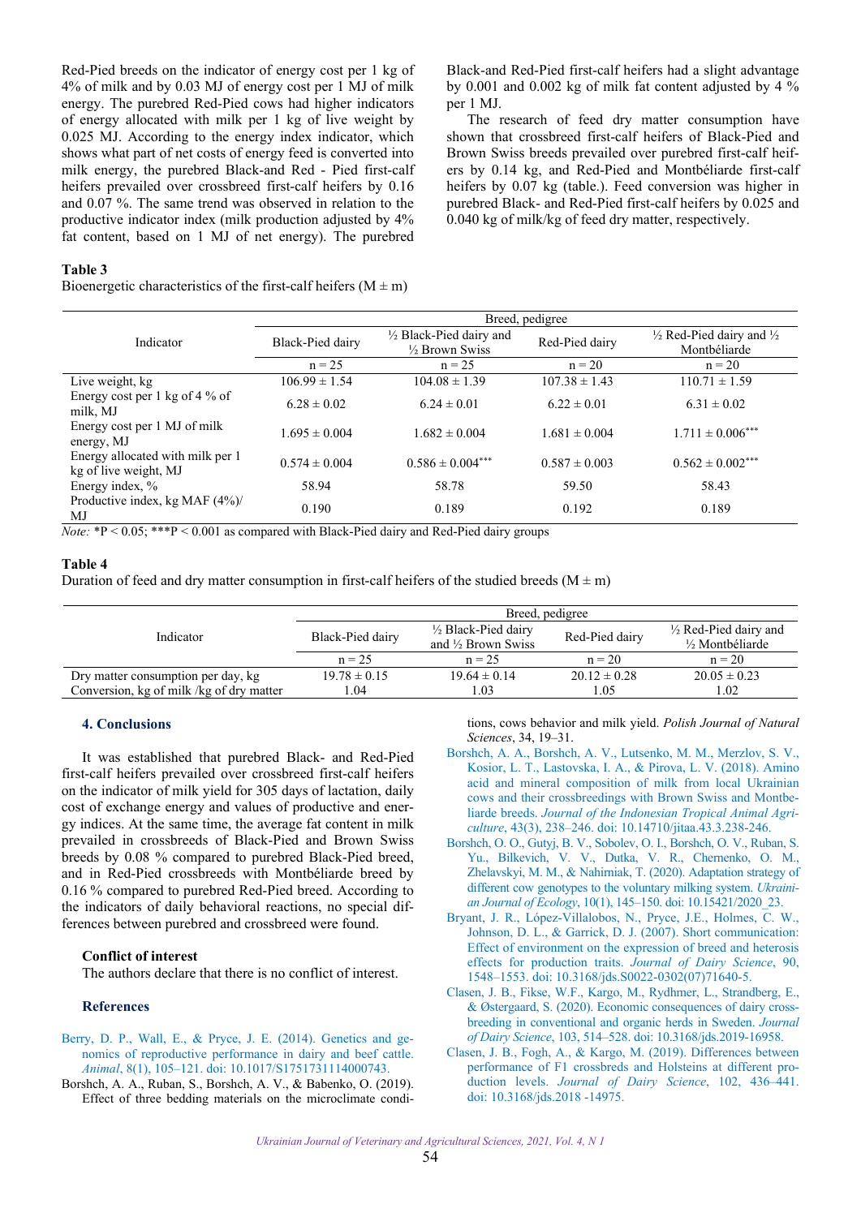Red-Pied breeds on the indicator of energy cost per 1 kg of 4% of milk and by 0.03 MJ of energy cost per 1 MJ of milk energy. The purebred Red-Pied cows had higher indicators of energy allocated with milk per 1 kg of live weight by 0.025 MJ. According to the energy index indicator, which shows what part of net costs of energy feed is converted into milk energy, the purebred Black-and Red - Pied first-calf heifers prevailed over crossbreed first-calf heifers by 0.16 and 0.07 %. The same trend was observed in relation to the productive indicator index (milk production adjusted by 4% fat content, based on 1 MJ of net energy). The purebred Black-and Red-Pied first-calf heifers had a slight advantage by 0.001 and 0.002 kg of milk fat content adjusted by 4 % per 1 MJ.

The research of feed dry matter consumption have shown that crossbreed first-calf heifers of Black-Pied and Brown Swiss breeds prevailed over purebred first-calf heifers by 0.14 kg, and Red-Pied and Montbéliarde first-calf heifers by 0.07 kg (table.). Feed conversion was higher in purebred Black- and Red-Pied first-calf heifers by 0.025 and 0.040 kg of milk/kg of feed dry matter, respectively.

**Table 3**

Bioenergetic characteristics of the first-calf heifers (M ± m)

| Indicator | Breed, pedigree | | | |
|---|---|---|---|---|
| | Black-Pied dairy | ½ Black-Pied dairy and ½ Brown Swiss | Red-Pied dairy | ½ Red-Pied dairy and ½ Montbéliarde |
| | n = 25 | n = 25 | n = 20 | n = 20 |
| Live weight, kg | 106.99 ± 1.54 | 104.08 ± 1.39 | 107.38 ± 1.43 | 110.71 ± 1.59 |
| Energy cost per 1 kg of 4 % of milk, MJ | 6.28 ± 0.02 | 6.24 ± 0.01 | 6.22 ± 0.01 | 6.31 ± 0.02 |
| Energy cost per 1 MJ of milk energy, MJ | 1.695 ± 0.004 | 1.682 ± 0.004 | 1.681 ± 0.004 | 1.711 ± 0.006*** |
| Energy allocated with milk per 1 kg of live weight, MJ | 0.574 ± 0.004 | 0.586 ± 0.004*** | 0.587 ± 0.003 | 0.562 ± 0.002*** |
| Energy index, % | 58.94 | 58.78 | 59.50 | 58.43 |
| Productive index, kg MAF (4%)/MJ | 0.190 | 0.189 | 0.192 | 0.189 |

*Note:* *P < 0.05; ***P < 0.001 as compared with Black-Pied dairy and Red-Pied dairy groups

**Table 4**

Duration of feed and dry matter consumption in first-calf heifers of the studied breeds (M ± m)

| Indicator | Breed, pedigree | | | |
|---|---|---|---|---|
| | Black-Pied dairy | ½ Black-Pied dairy and ½ Brown Swiss | Red-Pied dairy | ½ Red-Pied dairy and ½ Montbéliarde |
| | n = 25 | n = 25 | n = 25 | n = 20 |
| Dry matter consumption per day, kg | 19.78 ± 0.15 | 19.64 ± 0.14 | 20.12 ± 0.28 | 20.05 ± 0.23 |
| Conversion, kg of milk /kg of dry matter | 1.04 | 1.03 | 1.05 | 1.02 |

## 4. Conclusions

It was established that purebred Black- and Red-Pied first-calf heifers prevailed over crossbreed first-calf heifers on the indicator of milk yield for 305 days of lactation, daily cost of exchange energy and values of productive and energy indices. At the same time, the average fat content in milk prevailed in crossbreeds of Black-Pied and Brown Swiss breeds by 0.08 % compared to purebred Black-Pied breed, and in Red-Pied crossbreeds with Montbéliarde breed by 0.16 % compared to purebred Red-Pied breed. According to the indicators of daily behavioral reactions, no special differences between purebred and crossbreed were found.

### Conflict of interest

The authors declare that there is no conflict of interest.

## References

Berry, D. P., Wall, E., & Pryce, J. E. (2014). Genetics and genomics of reproductive performance in dairy and beef cattle. *Animal*, 8(1), 105–121. doi: 10.1017/S1751731114000743.

Borshch, A. A., Ruban, S., Borshch, A. V., & Babenko, O. (2019). Effect of three bedding materials on the microclimate conditions, cows behavior and milk yield. *Polish Journal of Natural Sciences*, 34, 19–31.

Borshch, A. A., Borshch, A. V., Lutsenko, M. M., Merzlov, S. V., Kosior, L. T., Lastovska, I. A., & Pirova, L. V. (2018). Amino acid and mineral composition of milk from local Ukrainian cows and their crossbreedings with Brown Swiss and Montbeliarde breeds. *Journal of the Indonesian Tropical Animal Agriculture*, 43(3), 238–246. doi: 10.14710/jitaa.43.3.238-246.

Borshch, O. O., Gutyj, B. V., Sobolev, O. I., Borshch, O. V., Ruban, S. Yu., Bilkevich, V. V., Dutka, V. R., Chernenko, O. M., Zhelavskyi, M. M., & Nahirniak, T. (2020). Adaptation strategy of different cow genotypes to the voluntary milking system. *Ukrainian Journal of Ecology*, 10(1), 145–150. doi: 10.15421/2020_23.

Bryant, J. R., López-Villalobos, N., Pryce, J.E., Holmes, C. W., Johnson, D. L., & Garrick, D. J. (2007). Short communication: Effect of environment on the expression of breed and heterosis effects for production traits. *Journal of Dairy Science*, 90, 1548–1553. doi: 10.3168/jds.S0022-0302(07)71640-5.

Clasen, J. B., Fikse, W.F., Kargo, M., Rydhmer, L., Strandberg, E., & Østergaard, S. (2020). Economic consequences of dairy crossbreeding in conventional and organic herds in Sweden. *Journal of Dairy Science*, 103, 514–528. doi: 10.3168/jds.2019-16958.

Clasen, J. B., Fogh, A., & Kargo, M. (2019). Differences between performance of F1 crossbreds and Holsteins at different production levels. *Journal of Dairy Science*, 102, 436–441. doi: 10.3168/jds.2018 -14975.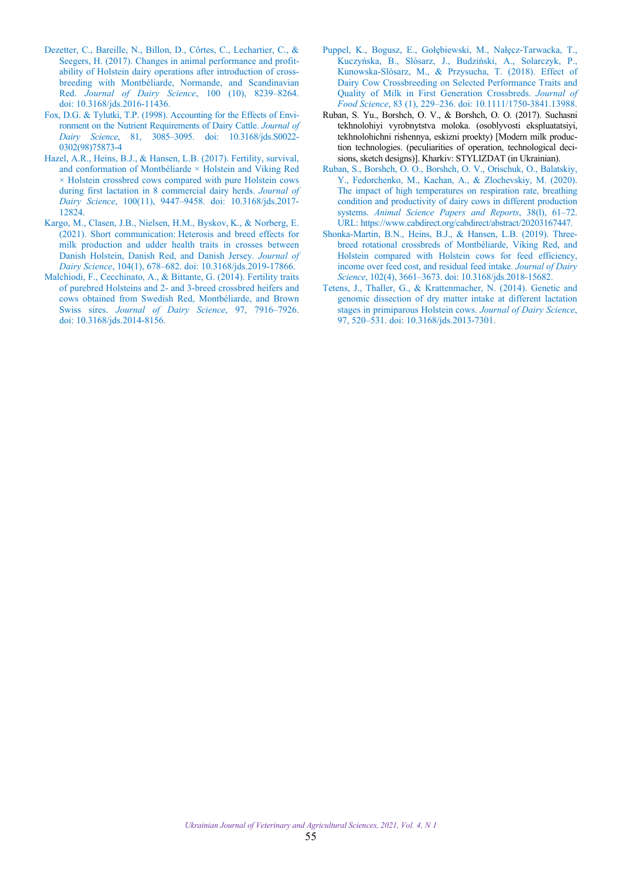Dezetter, C., Bareille, N., Billon, D., Côrtes, C., Lechartier, C., & Seegers, H. (2017). Changes in animal performance and profitability of Holstein dairy operations after introduction of crossbreeding with Montbéliarde, Normande, and Scandinavian Red. *Journal of Dairy Science*, 100 (10), 8239–8264. doi: 10.3168/jds.2016-11436.

Fox, D.G. & Tylutki, T.P. (1998). Accounting for the Effects of Environment on the Nutrient Requirements of Dairy Cattle. *Journal of Dairy Science*, 81, 3085–3095. doi: 10.3168/jds.S0022-0302(98)75873-4

Hazel, A.R., Heins, B.J., & Hansen, L.B. (2017). Fertility, survival, and conformation of Montbéliarde × Holstein and Viking Red × Holstein crossbred cows compared with pure Holstein cows during first lactation in 8 commercial dairy herds. *Journal of Dairy Science*, 100(11), 9447–9458. doi: 10.3168/jds.2017-12824.

Kargo, M., Clasen, J.B., Nielsen, H.M., Byskov, K., & Norberg, E. (2021). Short communication: Heterosis and breed effects for milk production and udder health traits in crosses between Danish Holstein, Danish Red, and Danish Jersey. *Journal of Dairy Science*, 104(1), 678–682. doi: 10.3168/jds.2019-17866.

Malchiodi, F., Cecchinato, A., & Bittante, G. (2014). Fertility traits of purebred Holsteins and 2- and 3-breed crossbred heifers and cows obtained from Swedish Red, Montbéliarde, and Brown Swiss sires. *Journal of Dairy Science*, 97, 7916–7926. doi: 10.3168/jds.2014-8156.

Puppel, K., Bogusz, E., Gołębiewski, M., Nałęcz-Tarwacka, T., Kuczyńska, B., Slósarz, J., Budziński, A., Solarczyk, P., Kunowska-Slósarz, M., & Przysucha, T. (2018). Effect of Dairy Cow Crossbreeding on Selected Performance Traits and Quality of Milk in First Generation Crossbreds. *Journal of Food Science*, 83 (1), 229–236. doi: 10.1111/1750-3841.13988.

Ruban, S. Yu., Borshch, O. V., & Borshch, O. O. (2017). Suchasni tekhnolohiyi vyrobnytstva moloka. (osoblyvosti ekspluatatsiyi, tekhnolohichni rishennya, eskizni proekty) [Modern milk production technologies. (peculiarities of operation, technological decisions, sketch designs)]. Kharkiv: STYLIZDAT (in Ukrainian).

Ruban, S., Borshch, O. O., Borshch, O. V., Orischuk, O., Balatskiy, Y., Fedorchenko, M., Kachan, A., & Zlochevskiy, M. (2020). The impact of high temperatures on respiration rate, breathing condition and productivity of dairy cows in different production systems. *Animal Science Papers and Reports*, 38(l), 61–72. URL: https://www.cabdirect.org/cabdirect/abstract/20203167447.

Shonka-Martin, B.N., Heins, B.J., & Hansen, L.B. (2019). Three-breed rotational crossbreds of Montbéliarde, Viking Red, and Holstein compared with Holstein cows for feed efficiency, income over feed cost, and residual feed intake. *Journal of Dairy Science*, 102(4), 3661–3673. doi: 10.3168/jds.2018-15682.

Tetens, J., Thaller, G., & Krattenmacher, N. (2014). Genetic and genomic dissection of dry matter intake at different lactation stages in primiparous Holstein cows. *Journal of Dairy Science*, 97, 520–531. doi: 10.3168/jds.2013-7301.